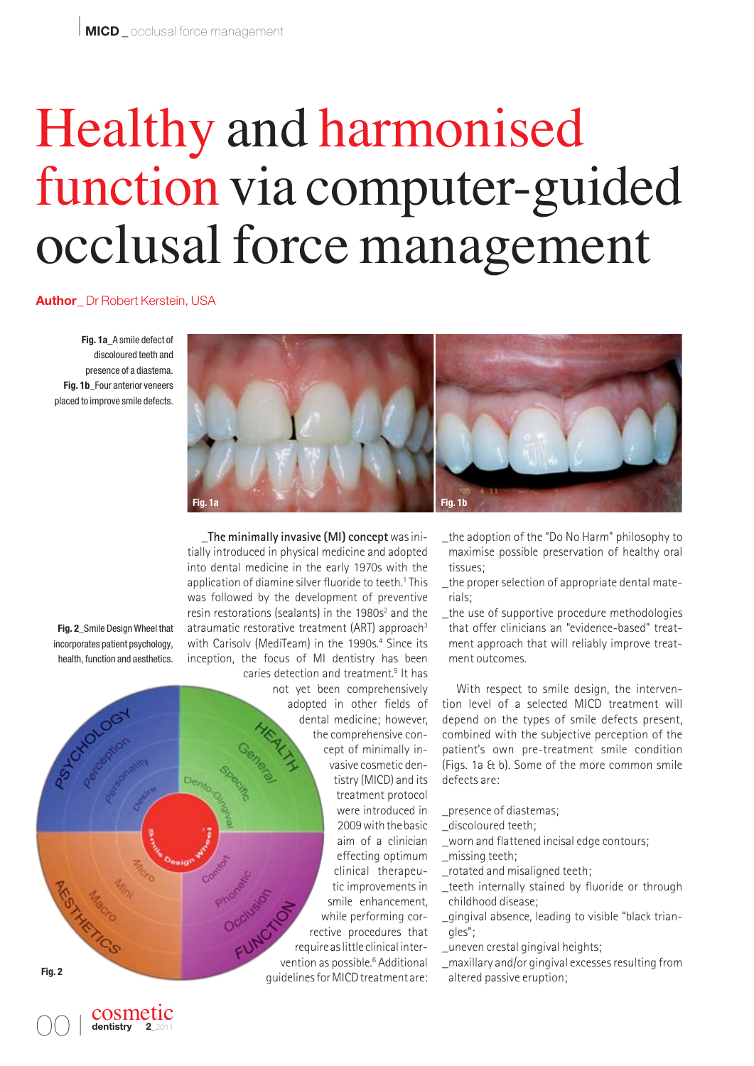# Healthy and harmonised function via computer-guided occlusal force management

**Author**_ Dr Robert Kerstein, USA

**Fig. 1a**_A smile defect of discoloured teeth and presence of a diastema.
**Fig. 1b**_Four anterior veneers placed to improve smile defects.

**Fig. 2**_Smile Design Wheel that incorporates patient psychology, health, function and aesthetics.

_**The minimally invasive (MI) concept** was initially introduced in physical medicine and adopted into dental medicine in the early 1970s with the application of diamine silver fluoride to teeth.[1] This was followed by the development of preventive resin restorations (sealants) in the 1980s[2] and the atraumatic restorative treatment (ART) approach[3] with Carisolv (MediTeam) in the 1990s.[4] Since its inception, the focus of MI dentistry has been caries detection and treatment.[5] It has not yet been comprehensively adopted in other fields of dental medicine; however, the comprehensive concept of minimally invasive cosmetic dentistry (MICD) and its treatment protocol were introduced in 2009 with the basic aim of a clinician effecting optimum clinical therapeutic improvements in smile enhancement, while performing corrective procedures that require as little clinical intervention as possible.[6] Additional guidelines for MICD treatment are:

_the adoption of the "Do No Harm" philosophy to maximise possible preservation of healthy oral tissues;
_the proper selection of appropriate dental materials;
_the use of supportive procedure methodologies that offer clinicians an "evidence-based" treatment approach that will reliably improve treatment outcomes.

With respect to smile design, the intervention level of a selected MICD treatment will depend on the types of smile defects present, combined with the subjective perception of the patient's own pre-treatment smile condition (Figs. 1a & b). Some of the more common smile defects are:

_presence of diastemas;
_discoloured teeth;
_worn and flattened incisal edge contours;
_missing teeth;
_rotated and misaligned teeth;
_teeth internally stained by fluoride or through childhood disease;
_gingival absence, leading to visible "black triangles";
_uneven crestal gingival heights;
_maxillary and/or gingival excesses resulting from altered passive eruption;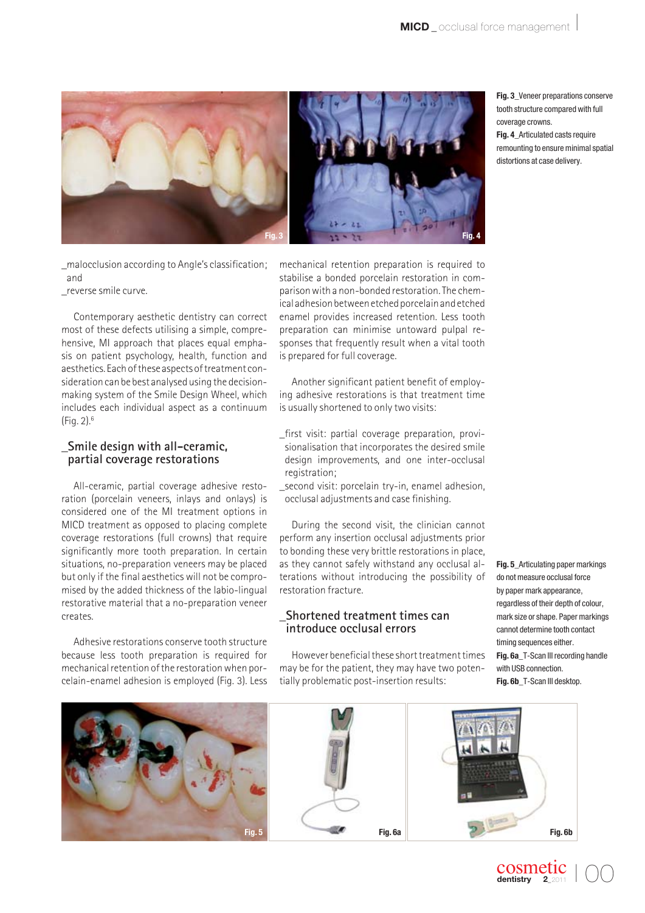_malocclusion according to Angle's classification; and
_reverse smile curve.

Contemporary aesthetic dentistry can correct most of these defects utilising a simple, comprehensive, MI approach that places equal emphasis on patient psychology, health, function and aesthetics. Each of these aspects of treatment consideration can be best analysed using the decision-making system of the Smile Design Wheel, which includes each individual aspect as a continuum (Fig. 2).[6]

## _Smile design with all-ceramic, partial coverage restorations

All-ceramic, partial coverage adhesive restoration (porcelain veneers, inlays and onlays) is considered one of the MI treatment options in MICD treatment as opposed to placing complete coverage restorations (full crowns) that require significantly more tooth preparation. In certain situations, no-preparation veneers may be placed but only if the final aesthetics will not be compromised by the added thickness of the labio-lingual restorative material that a no-preparation veneer creates.

Adhesive restorations conserve tooth structure because less tooth preparation is required for mechanical retention of the restoration when porcelain-enamel adhesion is employed (Fig. 3). Less mechanical retention preparation is required to stabilise a bonded porcelain restoration in comparison with a non-bonded restoration. The chemical adhesion between etched porcelain and etched enamel provides increased retention. Less tooth preparation can minimise untoward pulpal responses that frequently result when a vital tooth is prepared for full coverage.

Another significant patient benefit of employing adhesive restorations is that treatment time is usually shortened to only two visits:

_first visit: partial coverage preparation, provisionalisation that incorporates the desired smile design improvements, and one inter-occlusal registration;
_second visit: porcelain try-in, enamel adhesion, occlusal adjustments and case finishing.

During the second visit, the clinician cannot perform any insertion occlusal adjustments prior to bonding these very brittle restorations in place, as they cannot safely withstand any occlusal alterations without introducing the possibility of restoration fracture.

## _Shortened treatment times can introduce occlusal errors

However beneficial these short treatment times may be for the patient, they may have two potentially problematic post-insertion results:

**Fig. 3**_Veneer preparations conserve tooth structure compared with full coverage crowns.

**Fig. 4**_Articulated casts require remounting to ensure minimal spatial distortions at case delivery.

**Fig. 5**_Articulating paper markings do not measure occlusal force by paper mark appearance, regardless of their depth of colour, mark size or shape. Paper markings cannot determine tooth contact timing sequences either.

**Fig. 6a**_T-Scan III recording handle with USB connection.

**Fig. 6b**_T-Scan III desktop.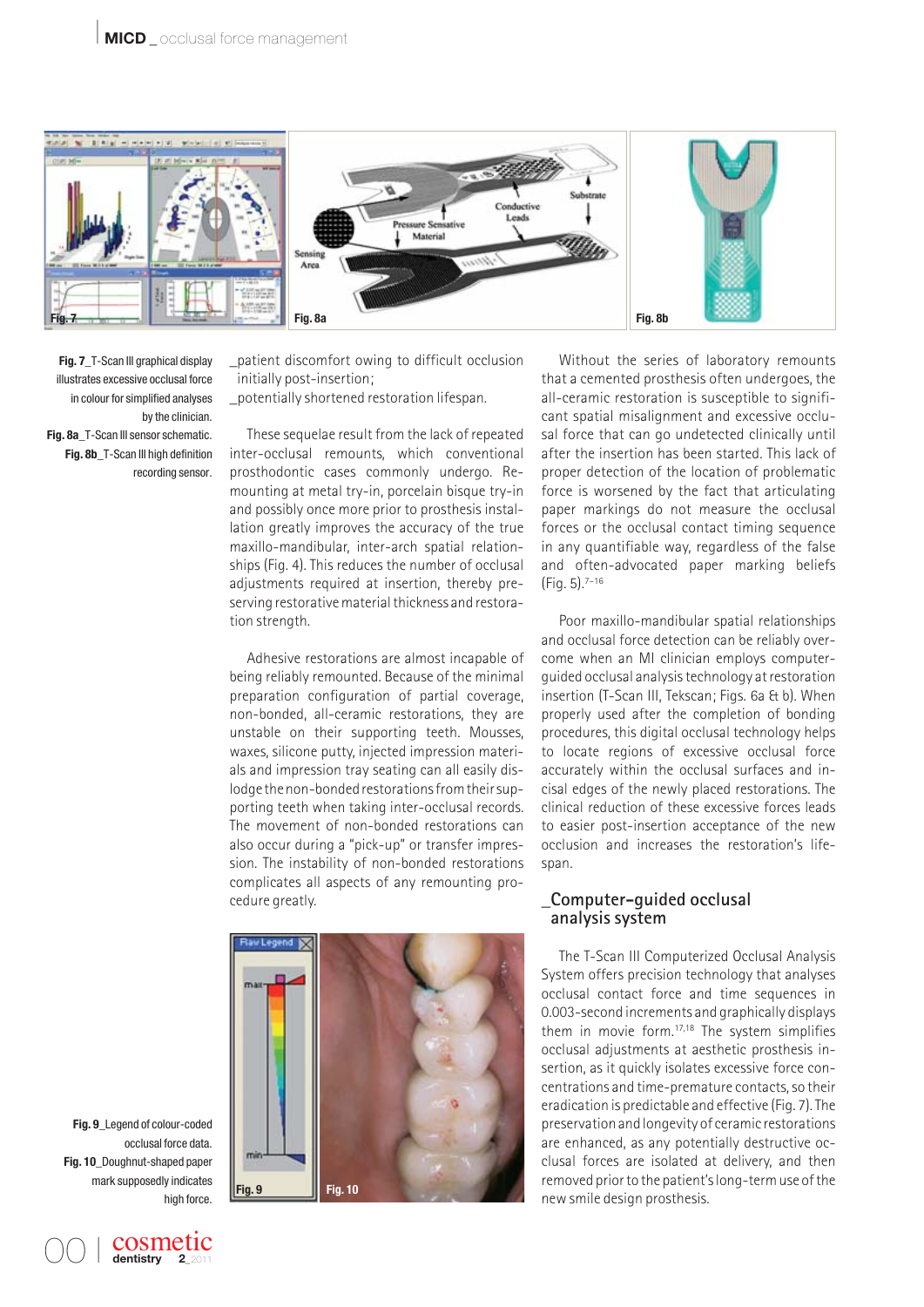Fig. 7_T-Scan III graphical display illustrates excessive occlusal force in colour for simplified analyses by the clinician.

Fig. 8a_T-Scan III sensor schematic.

Fig. 8b_T-Scan III high definition recording sensor.

_patient discomfort owing to difficult occlusion initially post-insertion;

_potentially shortened restoration lifespan.

These sequelae result from the lack of repeated inter-occlusal remounts, which conventional prosthodontic cases commonly undergo. Remounting at metal try-in, porcelain bisque try-in and possibly once more prior to prosthesis installation greatly improves the accuracy of the true maxillo-mandibular, inter-arch spatial relationships (Fig. 4). This reduces the number of occlusal adjustments required at insertion, thereby preserving restorative material thickness and restoration strength.

Adhesive restorations are almost incapable of being reliably remounted. Because of the minimal preparation configuration of partial coverage, non-bonded, all-ceramic restorations, they are unstable on their supporting teeth. Mousses, waxes, silicone putty, injected impression materials and impression tray seating can all easily dislodge the non-bonded restorations from their supporting teeth when taking inter-occlusal records. The movement of non-bonded restorations can also occur during a "pick-up" or transfer impression. The instability of non-bonded restorations complicates all aspects of any remounting procedure greatly.

Fig. 9_Legend of colour-coded occlusal force data.

Fig. 10_Doughnut-shaped paper mark supposedly indicates high force.

Without the series of laboratory remounts that a cemented prosthesis often undergoes, the all-ceramic restoration is susceptible to significant spatial misalignment and excessive occlusal force that can go undetected clinically until after the insertion has been started. This lack of proper detection of the location of problematic force is worsened by the fact that articulating paper markings do not measure the occlusal forces or the occlusal contact timing sequence in any quantifiable way, regardless of the false and often-advocated paper marking beliefs (Fig. 5).[7–16]

Poor maxillo-mandibular spatial relationships and occlusal force detection can be reliably overcome when an MI clinician employs computer-guided occlusal analysis technology at restoration insertion (T-Scan III, Tekscan; Figs. 6a & b). When properly used after the completion of bonding procedures, this digital occlusal technology helps to locate regions of excessive occlusal force accurately within the occlusal surfaces and incisal edges of the newly placed restorations. The clinical reduction of these excessive forces leads to easier post-insertion acceptance of the new occlusion and increases the restoration's lifespan.

## _Computer-guided occlusal analysis system

The T-Scan III Computerized Occlusal Analysis System offers precision technology that analyses occlusal contact force and time sequences in 0.003-second increments and graphically displays them in movie form.[17,18] The system simplifies occlusal adjustments at aesthetic prosthesis insertion, as it quickly isolates excessive force concentrations and time-premature contacts, so their eradication is predictable and effective (Fig. 7). The preservation and longevity of ceramic restorations are enhanced, as any potentially destructive occlusal forces are isolated at delivery, and then removed prior to the patient's long-term use of the new smile design prosthesis.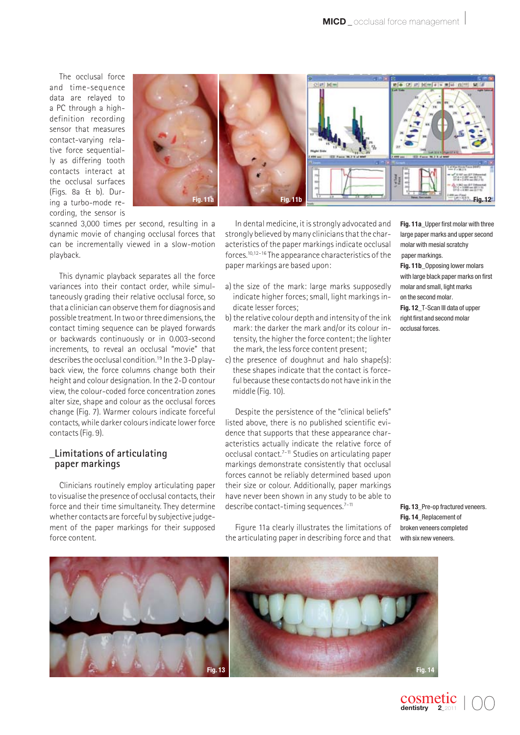The occlusal force and time-sequence data are relayed to a PC through a high-definition recording sensor that measures contact-varying relative force sequentially as differing tooth contacts interact at the occlusal surfaces (Figs. 8a & b). During a turbo-mode recording, the sensor is scanned 3,000 times per second, resulting in a dynamic movie of changing occlusal forces that can be incrementally viewed in a slow-motion playback.

This dynamic playback separates all the force variances into their contact order, while simultaneously grading their relative occlusal force, so that a clinician can observe them for diagnosis and possible treatment. In two or three dimensions, the contact timing sequence can be played forwards or backwards continuously or in 0.003-second increments, to reveal an occlusal "movie" that describes the occlusal condition.[19] In the 3-D playback view, the force columns change both their height and colour designation. In the 2-D contour view, the colour-coded force concentration zones alter size, shape and colour as the occlusal forces change (Fig. 7). Warmer colours indicate forceful contacts, while darker colours indicate lower force contacts (Fig. 9).

## _Limitations of articulating paper markings

Clinicians routinely employ articulating paper to visualise the presence of occlusal contacts, their force and their time simultaneity. They determine whether contacts are forceful by subjective judgement of the paper markings for their supposed force content.

In dental medicine, it is strongly advocated and strongly believed by many clinicians that the characteristics of the paper markings indicate occlusal forces.[10,12–16] The appearance characteristics of the paper markings are based upon:

a) the size of the mark: large marks supposedly indicate higher forces; small, light markings indicate lesser forces;
b) the relative colour depth and intensity of the ink mark: the darker the mark and/or its colour intensity, the higher the force content; the lighter the mark, the less force content present;
c) the presence of doughnut and halo shape(s): these shapes indicate that the contact is forceful because these contacts do not have ink in the middle (Fig. 10).

Despite the persistence of the "clinical beliefs" listed above, there is no published scientific evidence that supports that these appearance characteristics actually indicate the relative force of occlusal contact.[7–11] Studies on articulating paper markings demonstrate consistently that occlusal forces cannot be reliably determined based upon their size or colour. Additionally, paper markings have never been shown in any study to be able to describe contact-timing sequences.[7–11]

Figure 11a clearly illustrates the limitations of the articulating paper in describing force and that

**Fig. 11a**_Upper first molar with three large paper marks and upper second molar with mesial scratchy paper markings.

**Fig. 11b**_Opposing lower molars with large black paper marks on first molar and small, light marks on the second molar.

**Fig. 12**_T-Scan III data of upper right first and second molar occlusal forces.

**Fig. 13**_Pre-op fractured veneers.

**Fig. 14**_Replacement of broken veneers completed with six new veneers.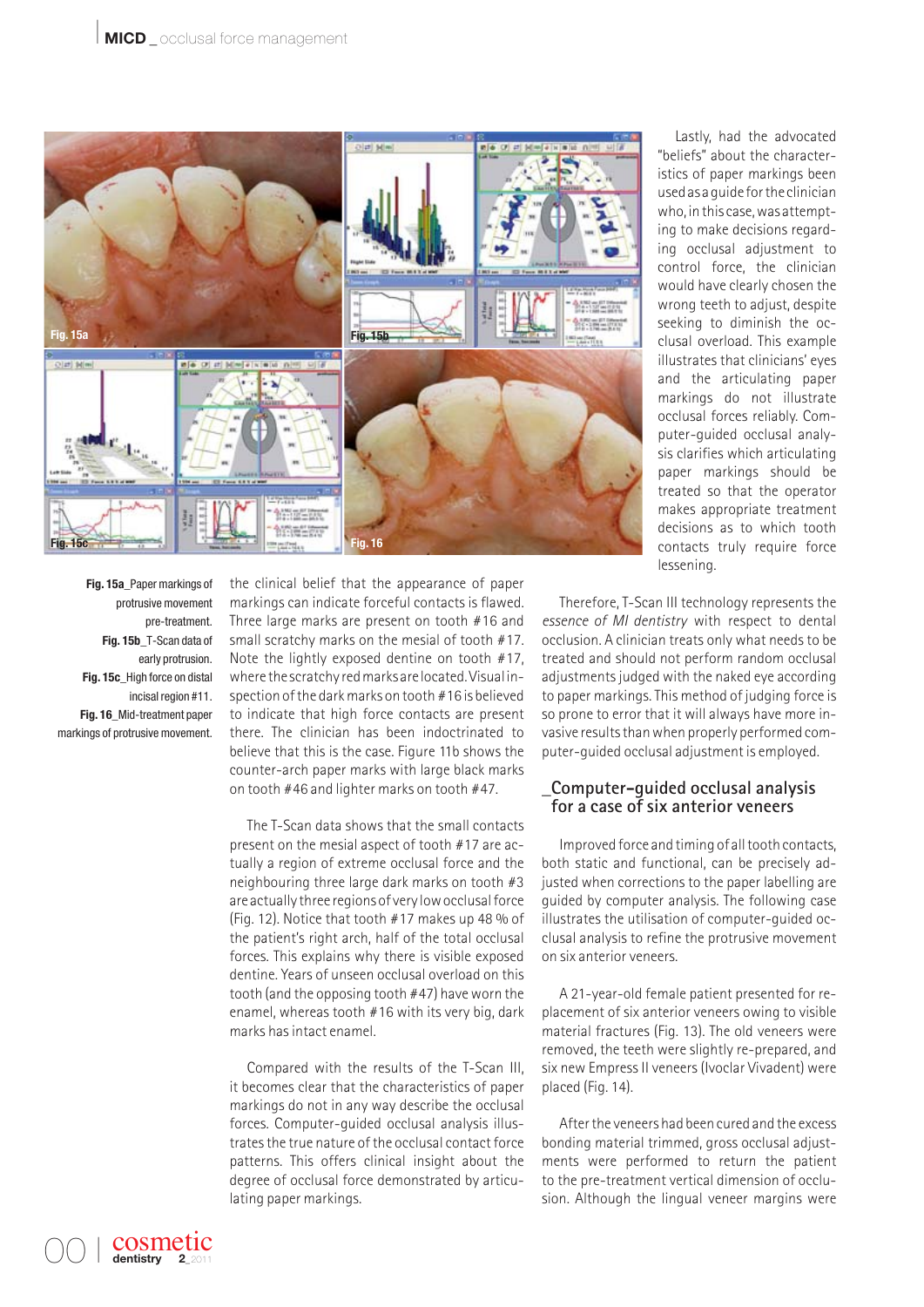Fig. 15a_Paper markings of protrusive movement pre-treatment.
Fig. 15b_T-Scan data of early protrusion.
Fig. 15c_High force on distal incisal region #11.
Fig. 16_Mid-treatment paper markings of protrusive movement.

the clinical belief that the appearance of paper markings can indicate forceful contacts is flawed. Three large marks are present on tooth #16 and small scratchy marks on the mesial of tooth #17. Note the lightly exposed dentine on tooth #17, where the scratchy red marks are located. Visual inspection of the dark marks on tooth #16 is believed to indicate that high force contacts are present there. The clinician has been indoctrinated to believe that this is the case. Figure 11b shows the counter-arch paper marks with large black marks on tooth #46 and lighter marks on tooth #47.

The T-Scan data shows that the small contacts present on the mesial aspect of tooth #17 are actually a region of extreme occlusal force and the neighbouring three large dark marks on tooth #3 are actually three regions of very low occlusal force (Fig. 12). Notice that tooth #17 makes up 48 % of the patient's right arch, half of the total occlusal forces. This explains why there is visible exposed dentine. Years of unseen occlusal overload on this tooth (and the opposing tooth #47) have worn the enamel, whereas tooth #16 with its very big, dark marks has intact enamel.

Compared with the results of the T-Scan III, it becomes clear that the characteristics of paper markings do not in any way describe the occlusal forces. Computer-guided occlusal analysis illustrates the true nature of the occlusal contact force patterns. This offers clinical insight about the degree of occlusal force demonstrated by articulating paper markings.

Lastly, had the advocated "beliefs" about the characteristics of paper markings been used as a guide for the clinician who, in this case, was attempting to make decisions regarding occlusal adjustment to control force, the clinician would have clearly chosen the wrong teeth to adjust, despite seeking to diminish the occlusal overload. This example illustrates that clinicians' eyes and the articulating paper markings do not illustrate occlusal forces reliably. Computer-guided occlusal analysis clarifies which articulating paper markings should be treated so that the operator makes appropriate treatment decisions as to which tooth contacts truly require force lessening.

Therefore, T-Scan III technology represents the *essence of MI dentistry* with respect to dental occlusion. A clinician treats only what needs to be treated and should not perform random occlusal adjustments judged with the naked eye according to paper markings. This method of judging force is so prone to error that it will always have more invasive results than when properly performed computer-guided occlusal adjustment is employed.

## _Computer-guided occlusal analysis for a case of six anterior veneers

Improved force and timing of all tooth contacts, both static and functional, can be precisely adjusted when corrections to the paper labelling are guided by computer analysis. The following case illustrates the utilisation of computer-guided occlusal analysis to refine the protrusive movement on six anterior veneers.

A 21-year-old female patient presented for replacement of six anterior veneers owing to visible material fractures (Fig. 13). The old veneers were removed, the teeth were slightly re-prepared, and six new Empress II veneers (Ivoclar Vivadent) were placed (Fig. 14).

After the veneers had been cured and the excess bonding material trimmed, gross occlusal adjustments were performed to return the patient to the pre-treatment vertical dimension of occlusion. Although the lingual veneer margins were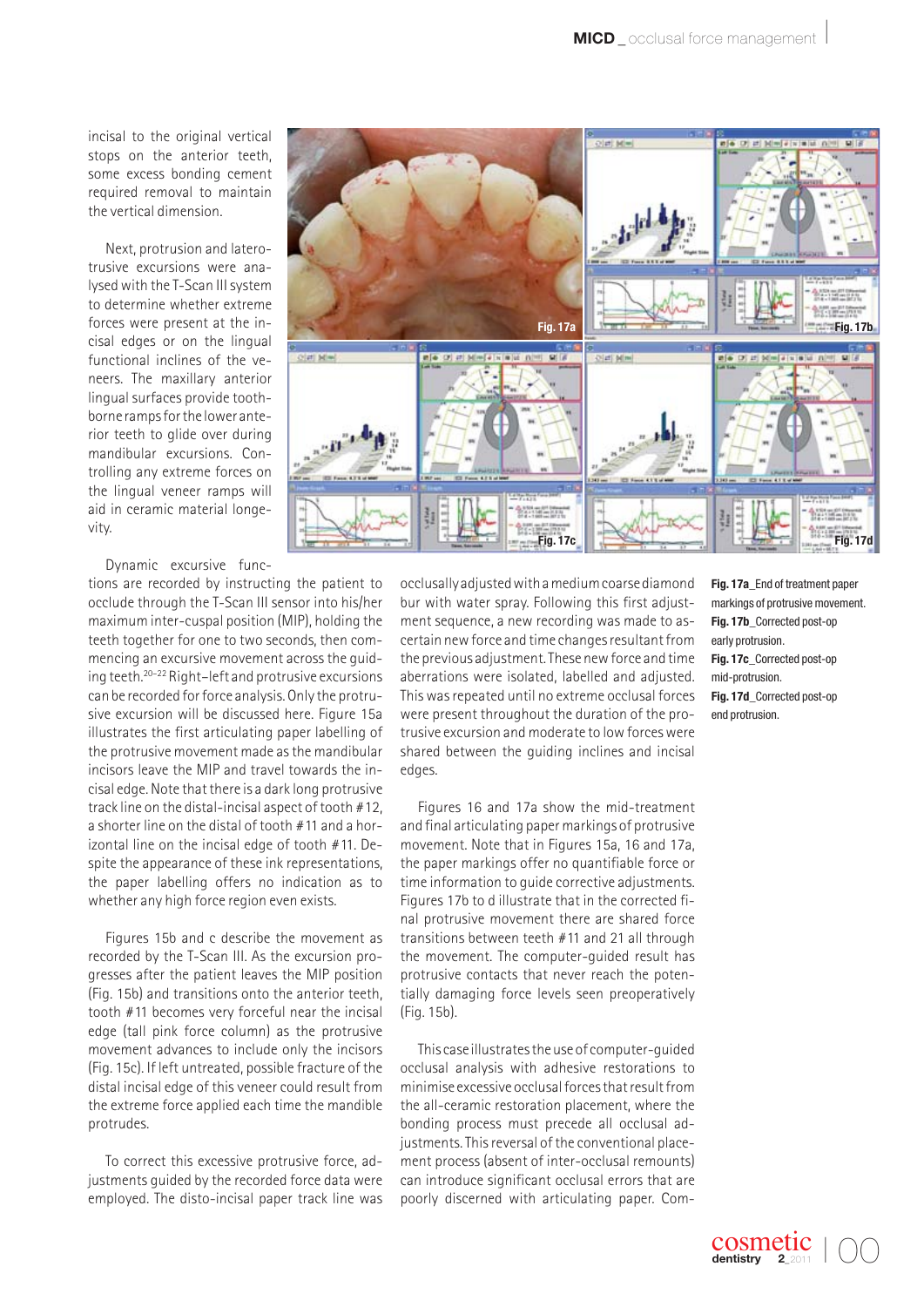incisal to the original vertical stops on the anterior teeth, some excess bonding cement required removal to maintain the vertical dimension.

Next, protrusion and laterotrusive excursions were analysed with the T-Scan III system to determine whether extreme forces were present at the incisal edges or on the lingual functional inclines of the veneers. The maxillary anterior lingual surfaces provide tooth-borne ramps for the lower anterior teeth to glide over during mandibular excursions. Controlling any extreme forces on the lingual veneer ramps will aid in ceramic material longevity.

Dynamic excursive functions are recorded by instructing the patient to occlude through the T-Scan III sensor into his/her maximum inter-cuspal position (MIP), holding the teeth together for one to two seconds, then commencing an excursive movement across the guiding teeth.[20–22] Right–left and protrusive excursions can be recorded for force analysis. Only the protrusive excursion will be discussed here. Figure 15a illustrates the first articulating paper labelling of the protrusive movement made as the mandibular incisors leave the MIP and travel towards the incisal edge. Note that there is a dark long protrusive track line on the distal-incisal aspect of tooth #12, a shorter line on the distal of tooth #11 and a horizontal line on the incisal edge of tooth #11. Despite the appearance of these ink representations, the paper labelling offers no indication as to whether any high force region even exists.

Figures 15b and c describe the movement as recorded by the T-Scan III. As the excursion progresses after the patient leaves the MIP position (Fig. 15b) and transitions onto the anterior teeth, tooth #11 becomes very forceful near the incisal edge (tall pink force column) as the protrusive movement advances to include only the incisors (Fig. 15c). If left untreated, possible fracture of the distal incisal edge of this veneer could result from the extreme force applied each time the mandible protrudes.

To correct this excessive protrusive force, adjustments guided by the recorded force data were employed. The disto-incisal paper track line was occlusally adjusted with a medium coarse diamond bur with water spray. Following this first adjustment sequence, a new recording was made to ascertain new force and time changes resultant from the previous adjustment. These new force and time aberrations were isolated, labelled and adjusted. This was repeated until no extreme occlusal forces were present throughout the duration of the protrusive excursion and moderate to low forces were shared between the guiding inclines and incisal edges.

Figures 16 and 17a show the mid-treatment and final articulating paper markings of protrusive movement. Note that in Figures 15a, 16 and 17a, the paper markings offer no quantifiable force or time information to guide corrective adjustments. Figures 17b to d illustrate that in the corrected final protrusive movement there are shared force transitions between teeth #11 and 21 all through the movement. The computer-guided result has protrusive contacts that never reach the potentially damaging force levels seen preoperatively (Fig. 15b).

This case illustrates the use of computer-guided occlusal analysis with adhesive restorations to minimise excessive occlusal forces that result from the all-ceramic restoration placement, where the bonding process must precede all occlusal adjustments. This reversal of the conventional placement process (absent of inter-occlusal remounts) can introduce significant occlusal errors that are poorly discerned with articulating paper. Com-

**Fig. 17a**_End of treatment paper markings of protrusive movement.
**Fig. 17b**_Corrected post-op early protrusion.
**Fig. 17c**_Corrected post-op mid-protrusion.
**Fig. 17d**_Corrected post-op end protrusion.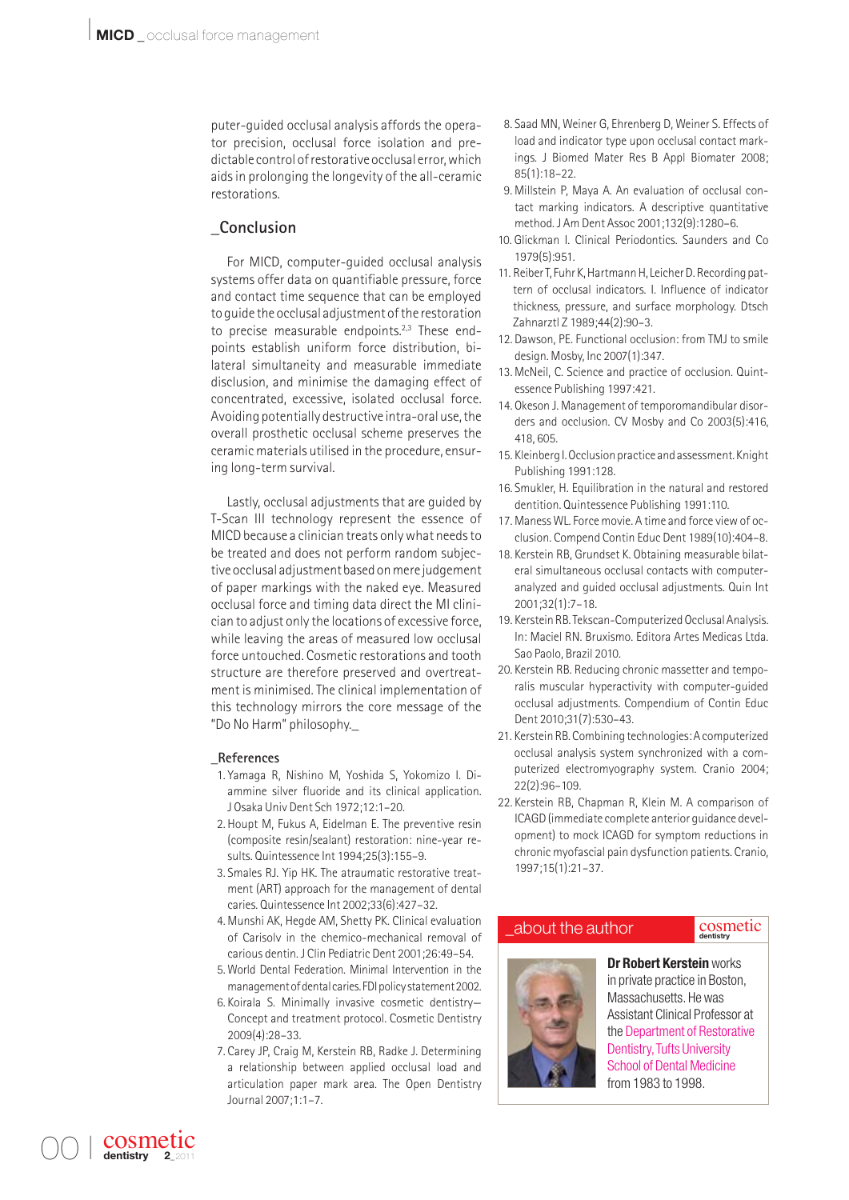puter-guided occlusal analysis affords the operator precision, occlusal force isolation and predictable control of restorative occlusal error, which aids in prolonging the longevity of the all-ceramic restorations.

## _Conclusion

For MICD, computer-guided occlusal analysis systems offer data on quantifiable pressure, force and contact time sequence that can be employed to guide the occlusal adjustment of the restoration to precise measurable endpoints.[2,3] These endpoints establish uniform force distribution, bilateral simultaneity and measurable immediate disclusion, and minimise the damaging effect of concentrated, excessive, isolated occlusal force. Avoiding potentially destructive intra-oral use, the overall prosthetic occlusal scheme preserves the ceramic materials utilised in the procedure, ensuring long-term survival.

Lastly, occlusal adjustments that are guided by T-Scan III technology represent the essence of MICD because a clinician treats only what needs to be treated and does not perform random subjective occlusal adjustment based on mere judgement of paper markings with the naked eye. Measured occlusal force and timing data direct the MI clinician to adjust only the locations of excessive force, while leaving the areas of measured low occlusal force untouched. Cosmetic restorations and tooth structure are therefore preserved and overtreatment is minimised. The clinical implementation of this technology mirrors the core message of the "Do No Harm" philosophy._

## _References

1. Yamaga R, Nishino M, Yoshida S, Yokomizo I. Diammine silver fluoride and its clinical application. J Osaka Univ Dent Sch 1972;12:1–20.
2. Houpt M, Fukus A, Eidelman E. The preventive resin (composite resin/sealant) restoration: nine-year results. Quintessence Int 1994;25(3):155–9.
3. Smales RJ. Yip HK. The atraumatic restorative treatment (ART) approach for the management of dental caries. Quintessence Int 2002;33(6):427–32.
4. Munshi AK, Hegde AM, Shetty PK. Clinical evaluation of Carisolv in the chemico-mechanical removal of carious dentin. J Clin Pediatric Dent 2001;26:49–54.
5. World Dental Federation. Minimal Intervention in the management of dental caries. FDI policy statement 2002.
6. Koirala S. Minimally invasive cosmetic dentistry—Concept and treatment protocol. Cosmetic Dentistry 2009(4):28–33.
7. Carey JP, Craig M, Kerstein RB, Radke J. Determining a relationship between applied occlusal load and articulation paper mark area. The Open Dentistry Journal 2007;1:1–7.
8. Saad MN, Weiner G, Ehrenberg D, Weiner S. Effects of load and indicator type upon occlusal contact markings. J Biomed Mater Res B Appl Biomater 2008; 85(1):18–22.
9. Millstein P, Maya A. An evaluation of occlusal contact marking indicators. A descriptive quantitative method. J Am Dent Assoc 2001;132(9):1280–6.
10. Glickman I. Clinical Periodontics. Saunders and Co 1979(5):951.
11. Reiber T, Fuhr K, Hartmann H, Leicher D. Recording pattern of occlusal indicators. I. Influence of indicator thickness, pressure, and surface morphology. Dtsch Zahnarztl Z 1989;44(2):90–3.
12. Dawson, PE. Functional occlusion: from TMJ to smile design. Mosby, Inc 2007(1):347.
13. McNeil, C. Science and practice of occlusion. Quintessence Publishing 1997:421.
14. Okeson J. Management of temporomandibular disorders and occlusion. CV Mosby and Co 2003(5):416, 418, 605.
15. Kleinberg I. Occlusion practice and assessment. Knight Publishing 1991:128.
16. Smukler, H. Equilibration in the natural and restored dentition. Quintessence Publishing 1991:110.
17. Maness WL. Force movie. A time and force view of occlusion. Compend Contin Educ Dent 1989(10):404–8.
18. Kerstein RB, Grundset K. Obtaining measurable bilateral simultaneous occlusal contacts with computer-analyzed and guided occlusal adjustments. Quin Int 2001;32(1):7–18.
19. Kerstein RB. Tekscan-Computerized Occlusal Analysis. In: Maciel RN. Bruxismo. Editora Artes Medicas Ltda. Sao Paolo, Brazil 2010.
20. Kerstein RB. Reducing chronic massetter and temporalis muscular hyperactivity with computer-guided occlusal adjustments. Compendium of Contin Educ Dent 2010;31(7):530–43.
21. Kerstein RB. Combining technologies: A computerized occlusal analysis system synchronized with a computerized electromyography system. Cranio 2004; 22(2):96–109.
22. Kerstein RB, Chapman R, Klein M. A comparison of ICAGD (immediate complete anterior guidance development) to mock ICAGD for symptom reductions in chronic myofascial pain dysfunction patients. Cranio, 1997;15(1):21–37.

## _about the author

**Dr Robert Kerstein** works in private practice in Boston, Massachusetts. He was Assistant Clinical Professor at the Department of Restorative Dentistry, Tufts University School of Dental Medicine from 1983 to 1998.